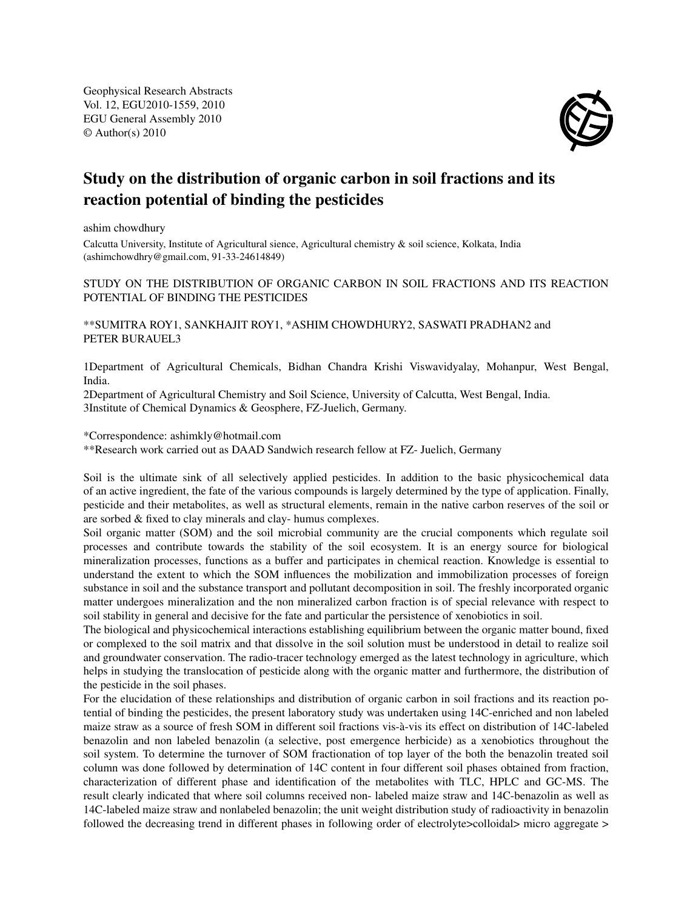# Study on the distribution of organic carbon in soil fractions and its reaction potential of binding the pesticides

ashim chowdhury

Calcutta University, Institute of Agricultural sience, Agricultural chemistry & soil science, Kolkata, India (ashimchowdhry@gmail.com, 91-33-24614849)

STUDY ON THE DISTRIBUTION OF ORGANIC CARBON IN SOIL FRACTIONS AND ITS REACTION POTENTIAL OF BINDING THE PESTICIDES

**SUMITRA ROY1, SANKHAJIT ROY1, *ASHIM CHOWDHURY2, SASWATI PRADHAN2 and PETER BURAUEL3

1Department of Agricultural Chemicals, Bidhan Chandra Krishi Viswavidyalay, Mohanpur, West Bengal, India.
2Department of Agricultural Chemistry and Soil Science, University of Calcutta, West Bengal, India.
3Institute of Chemical Dynamics & Geosphere, FZ-Juelich, Germany.

*Correspondence: ashimkly@hotmail.com
**Research work carried out as DAAD Sandwich research fellow at FZ- Juelich, Germany

Soil is the ultimate sink of all selectively applied pesticides. In addition to the basic physicochemical data of an active ingredient, the fate of the various compounds is largely determined by the type of application. Finally, pesticide and their metabolites, as well as structural elements, remain in the native carbon reserves of the soil or are sorbed & fixed to clay minerals and clay- humus complexes.

Soil organic matter (SOM) and the soil microbial community are the crucial components which regulate soil processes and contribute towards the stability of the soil ecosystem. It is an energy source for biological mineralization processes, functions as a buffer and participates in chemical reaction. Knowledge is essential to understand the extent to which the SOM influences the mobilization and immobilization processes of foreign substance in soil and the substance transport and pollutant decomposition in soil. The freshly incorporated organic matter undergoes mineralization and the non mineralized carbon fraction is of special relevance with respect to soil stability in general and decisive for the fate and particular the persistence of xenobiotics in soil.

The biological and physicochemical interactions establishing equilibrium between the organic matter bound, fixed or complexed to the soil matrix and that dissolve in the soil solution must be understood in detail to realize soil and groundwater conservation. The radio-tracer technology emerged as the latest technology in agriculture, which helps in studying the translocation of pesticide along with the organic matter and furthermore, the distribution of the pesticide in the soil phases.

For the elucidation of these relationships and distribution of organic carbon in soil fractions and its reaction potential of binding the pesticides, the present laboratory study was undertaken using 14C-enriched and non labeled maize straw as a source of fresh SOM in different soil fractions vis-à-vis its effect on distribution of 14C-labeled benazolin and non labeled benazolin (a selective, post emergence herbicide) as a xenobiotics throughout the soil system. To determine the turnover of SOM fractionation of top layer of the both the benazolin treated soil column was done followed by determination of 14C content in four different soil phases obtained from fraction, characterization of different phase and identification of the metabolites with TLC, HPLC and GC-MS. The result clearly indicated that where soil columns received non- labeled maize straw and 14C-benazolin as well as 14C-labeled maize straw and nonlabeled benazolin; the unit weight distribution study of radioactivity in benazolin followed the decreasing trend in different phases in following order of electrolyte>colloidal> micro aggregate >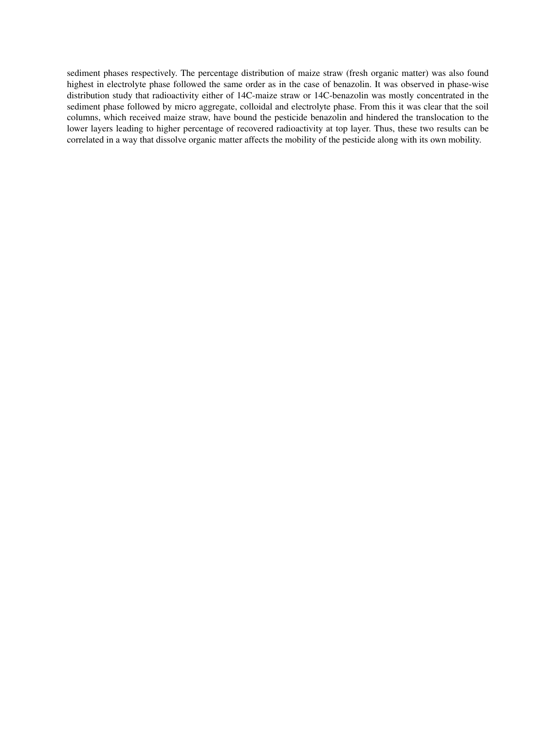sediment phases respectively. The percentage distribution of maize straw (fresh organic matter) was also found highest in electrolyte phase followed the same order as in the case of benazolin. It was observed in phase-wise distribution study that radioactivity either of 14C-maize straw or 14C-benazolin was mostly concentrated in the sediment phase followed by micro aggregate, colloidal and electrolyte phase. From this it was clear that the soil columns, which received maize straw, have bound the pesticide benazolin and hindered the translocation to the lower layers leading to higher percentage of recovered radioactivity at top layer. Thus, these two results can be correlated in a way that dissolve organic matter affects the mobility of the pesticide along with its own mobility.